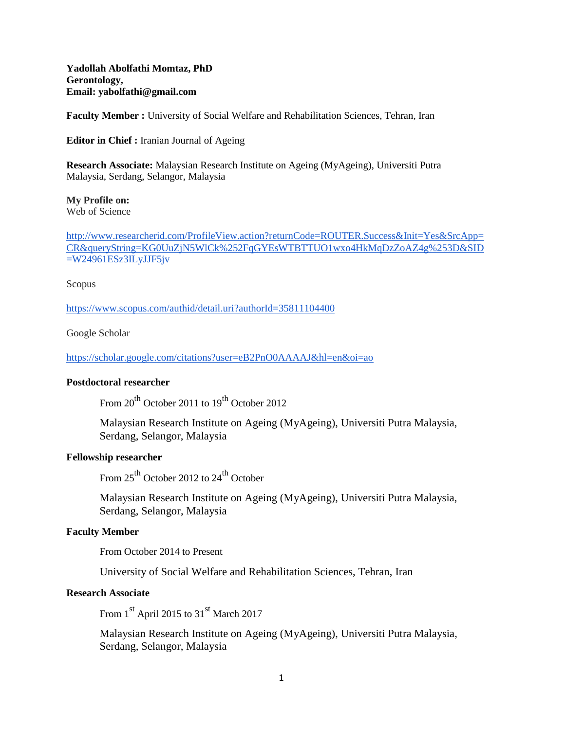**Yadollah Abolfathi Momtaz, PhD**
**Gerontology,**
**Email: yabolfathi@gmail.com**

**Faculty Member :** University of Social Welfare and Rehabilitation Sciences, Tehran, Iran

**Editor in Chief :** Iranian Journal of Ageing

**Research Associate:** Malaysian Research Institute on Ageing (MyAgeing), Universiti Putra Malaysia, Serdang, Selangor, Malaysia

**My Profile on:**
Web of Science

http://www.researcherid.com/ProfileView.action?returnCode=ROUTER.Success&Init=Yes&SrcApp=CR&queryString=KG0UuZjN5WlCk%252FqGYEsWTBTTUO1wxo4HkMqDzZoAZ4g%253D&SID=W24961ESz3ILyJJF5jv

Scopus

https://www.scopus.com/authid/detail.uri?authorId=35811104400

Google Scholar

https://scholar.google.com/citations?user=eB2PnO0AAAAJ&hl=en&oi=ao

**Postdoctoral researcher**

From 20th October 2011 to 19th October 2012

Malaysian Research Institute on Ageing (MyAgeing), Universiti Putra Malaysia, Serdang, Selangor, Malaysia

**Fellowship researcher**

From 25th October 2012 to 24th October

Malaysian Research Institute on Ageing (MyAgeing), Universiti Putra Malaysia, Serdang, Selangor, Malaysia

**Faculty Member**

From October 2014 to Present

University of Social Welfare and Rehabilitation Sciences, Tehran, Iran

**Research Associate**

From 1st April 2015 to 31st March 2017

Malaysian Research Institute on Ageing (MyAgeing), Universiti Putra Malaysia, Serdang, Selangor, Malaysia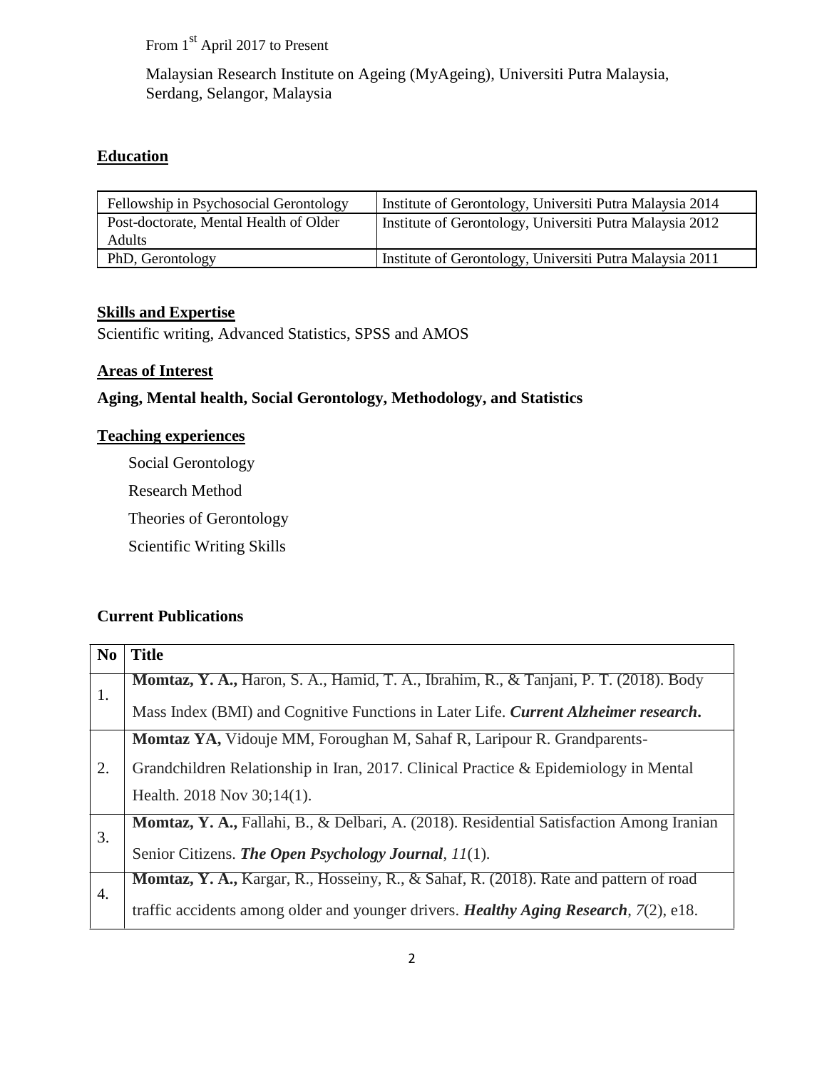From 1st April 2017 to Present

Malaysian Research Institute on Ageing (MyAgeing), Universiti Putra Malaysia, Serdang, Selangor, Malaysia

## Education

| | |
|---|---|
| Fellowship in Psychosocial Gerontology | Institute of Gerontology, Universiti Putra Malaysia 2014 |
| Post-doctorate, Mental Health of Older Adults | Institute of Gerontology, Universiti Putra Malaysia 2012 |
| PhD, Gerontology | Institute of Gerontology, Universiti Putra Malaysia 2011 |

## Skills and Expertise

Scientific writing, Advanced Statistics, SPSS and AMOS

## Areas of Interest

**Aging, Mental health, Social Gerontology, Methodology, and Statistics**

## Teaching experiences

Social Gerontology

Research Method

Theories of Gerontology

Scientific Writing Skills

## Current Publications

| No | Title |
|---|---|
| 1. | **Momtaz, Y. A.,** Haron, S. A., Hamid, T. A., Ibrahim, R., & Tanjani, P. T. (2018). Body Mass Index (BMI) and Cognitive Functions in Later Life. ***Current Alzheimer research*.** |
| 2. | **Momtaz YA,** Vidouje MM, Foroughan M, Sahaf R, Laripour R. Grandparents-Grandchildren Relationship in Iran, 2017. Clinical Practice & Epidemiology in Mental Health. 2018 Nov 30;14(1). |
| 3. | **Momtaz, Y. A.,** Fallahi, B., & Delbari, A. (2018). Residential Satisfaction Among Iranian Senior Citizens. ***The Open Psychology Journal***, *11*(1). |
| 4. | **Momtaz, Y. A.,** Kargar, R., Hosseiny, R., & Sahaf, R. (2018). Rate and pattern of road traffic accidents among older and younger drivers. ***Healthy Aging Research***, *7*(2), e18. |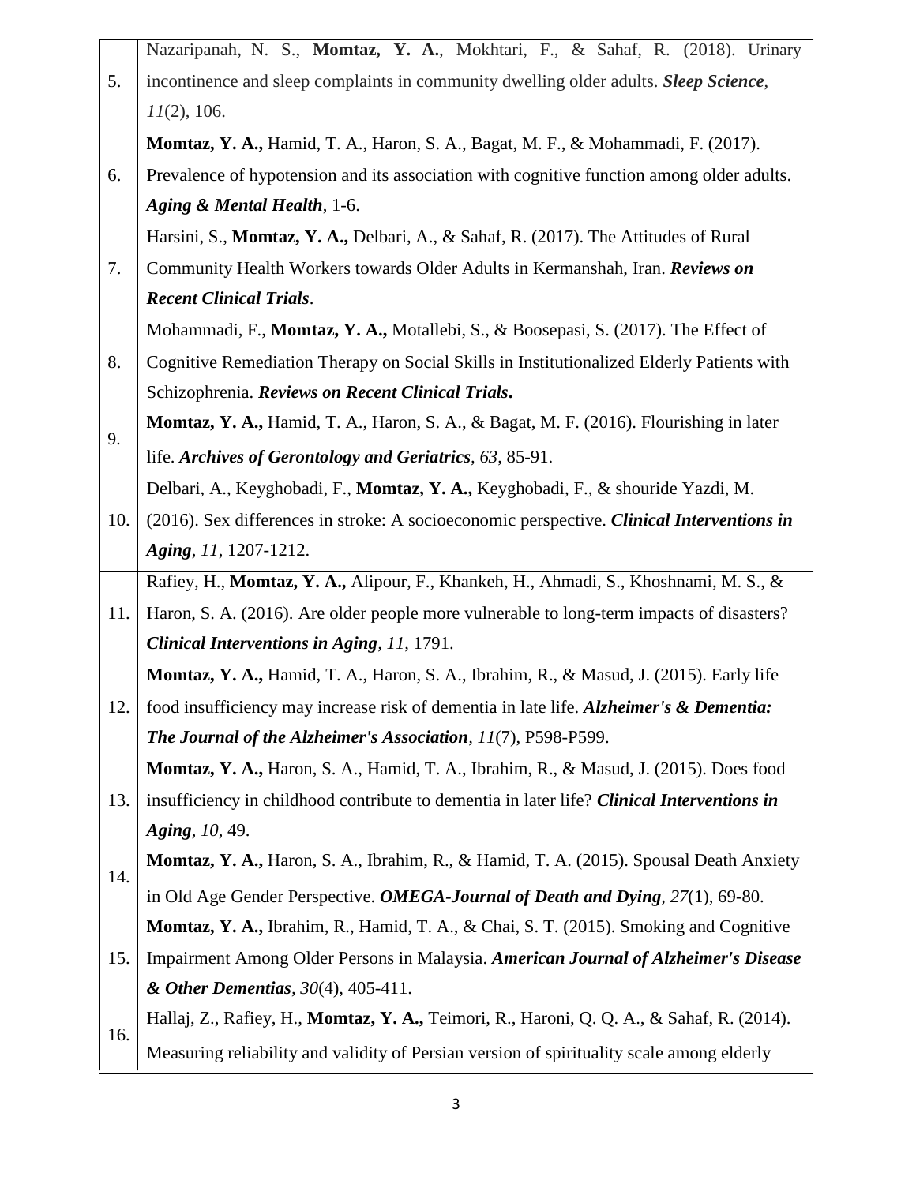| | |
|---|---|
| 5. | Nazaripanah, N. S., **Momtaz, Y. A.**, Mokhtari, F., & Sahaf, R. (2018). Urinary incontinence and sleep complaints in community dwelling older adults. ***Sleep Science***, *11*(2), 106. |
| 6. | **Momtaz, Y. A.,** Hamid, T. A., Haron, S. A., Bagat, M. F., & Mohammadi, F. (2017). Prevalence of hypotension and its association with cognitive function among older adults. ***Aging & Mental Health***, 1-6. |
| 7. | Harsini, S., **Momtaz, Y. A.,** Delbari, A., & Sahaf, R. (2017). The Attitudes of Rural Community Health Workers towards Older Adults in Kermanshah, Iran. ***Reviews on Recent Clinical Trials***. |
| 8. | Mohammadi, F., **Momtaz, Y. A.,** Motallebi, S., & Boosepasi, S. (2017). The Effect of Cognitive Remediation Therapy on Social Skills in Institutionalized Elderly Patients with Schizophrenia. ***Reviews on Recent Clinical Trials*.** |
| 9. | **Momtaz, Y. A.,** Hamid, T. A., Haron, S. A., & Bagat, M. F. (2016). Flourishing in later life. ***Archives of Gerontology and Geriatrics***, *63*, 85-91. |
| 10. | Delbari, A., Keyghobadi, F., **Momtaz, Y. A.,** Keyghobadi, F., & shouride Yazdi, M. (2016). Sex differences in stroke: A socioeconomic perspective. ***Clinical Interventions in Aging***, *11*, 1207-1212. |
| 11. | Rafiey, H., **Momtaz, Y. A.,** Alipour, F., Khankeh, H., Ahmadi, S., Khoshnami, M. S., & Haron, S. A. (2016). Are older people more vulnerable to long-term impacts of disasters? ***Clinical Interventions in Aging***, *11*, 1791. |
| 12. | **Momtaz, Y. A.,** Hamid, T. A., Haron, S. A., Ibrahim, R., & Masud, J. (2015). Early life food insufficiency may increase risk of dementia in late life. ***Alzheimer's & Dementia: The Journal of the Alzheimer's Association***, *11*(7), P598-P599. |
| 13. | **Momtaz, Y. A.,** Haron, S. A., Hamid, T. A., Ibrahim, R., & Masud, J. (2015). Does food insufficiency in childhood contribute to dementia in later life? ***Clinical Interventions in Aging***, *10*, 49. |
| 14. | **Momtaz, Y. A.,** Haron, S. A., Ibrahim, R., & Hamid, T. A. (2015). Spousal Death Anxiety in Old Age Gender Perspective. ***OMEGA-Journal of Death and Dying***, *27*(1), 69-80. |
| 15. | **Momtaz, Y. A.,** Ibrahim, R., Hamid, T. A., & Chai, S. T. (2015). Smoking and Cognitive Impairment Among Older Persons in Malaysia. ***American Journal of Alzheimer's Disease & Other Dementias***, *30*(4), 405-411. |
| 16. | Hallaj, Z., Rafiey, H., **Momtaz, Y. A.,** Teimori, R., Haroni, Q. Q. A., & Sahaf, R. (2014). Measuring reliability and validity of Persian version of spirituality scale among elderly |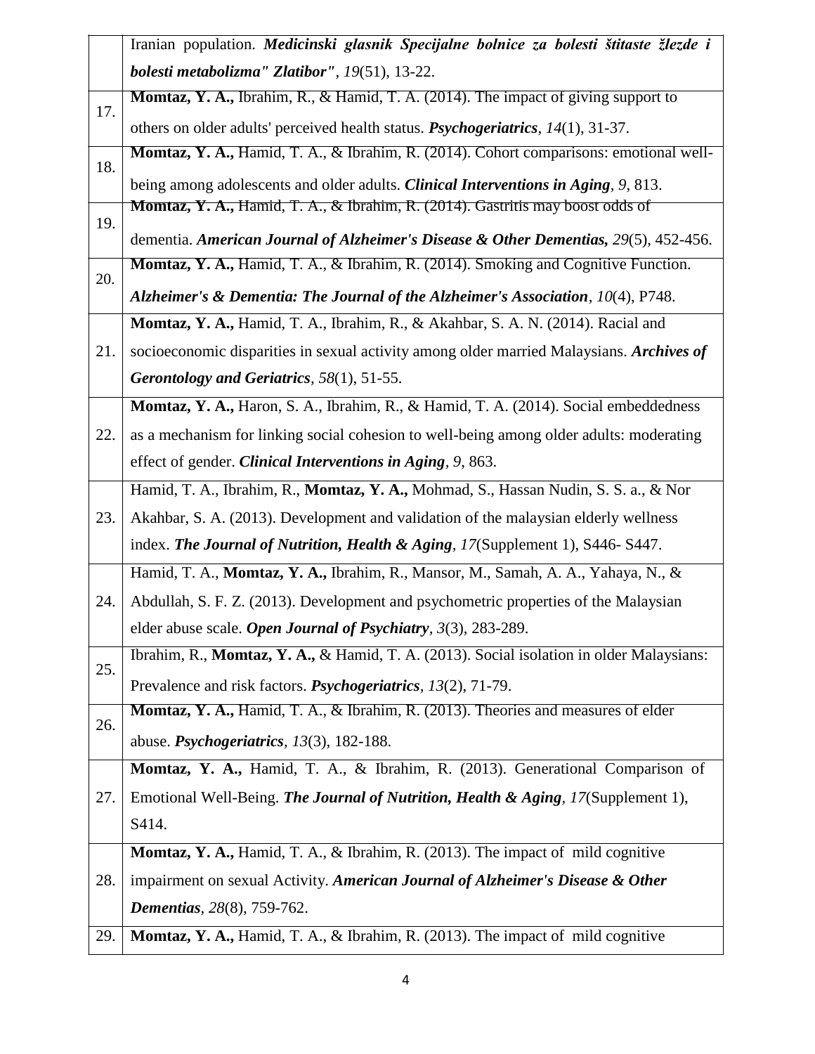|  |  |
|---|---|
|  | Iranian population. ***Medicinski glasnik Specijalne bolnice za bolesti štitaste žlezde i bolesti metabolizma" Zlatibor"***, *19*(51), 13-22. |
| 17. | **Momtaz, Y. A.,** Ibrahim, R., & Hamid, T. A. (2014). The impact of giving support to others on older adults' perceived health status. ***Psychogeriatrics***, *14*(1), 31-37. |
| 18. | **Momtaz, Y. A.,** Hamid, T. A., & Ibrahim, R. (2014). Cohort comparisons: emotional well-being among adolescents and older adults. ***Clinical Interventions in Aging***, *9*, 813. |
| 19. | **Momtaz, Y. A.,** Hamid, T. A., & Ibrahim, R. (2014). Gastritis may boost odds of dementia. ***American Journal of Alzheimer's Disease & Other Dementias,*** *29*(5), 452-456. |
| 20. | **Momtaz, Y. A.,** Hamid, T. A., & Ibrahim, R. (2014). Smoking and Cognitive Function. ***Alzheimer's & Dementia: The Journal of the Alzheimer's Association***, *10*(4), P748. |
| 21. | **Momtaz, Y. A.,** Hamid, T. A., Ibrahim, R., & Akahbar, S. A. N. (2014). Racial and socioeconomic disparities in sexual activity among older married Malaysians. ***Archives of Gerontology and Geriatrics***, *58*(1), 51-55. |
| 22. | **Momtaz, Y. A.,** Haron, S. A., Ibrahim, R., & Hamid, T. A. (2014). Social embeddedness as a mechanism for linking social cohesion to well-being among older adults: moderating effect of gender. ***Clinical Interventions in Aging***, *9*, 863. |
| 23. | Hamid, T. A., Ibrahim, R., **Momtaz, Y. A.,** Mohmad, S., Hassan Nudin, S. S. a., & Nor Akahbar, S. A. (2013). Development and validation of the malaysian elderly wellness index. ***The Journal of Nutrition, Health & Aging***, *17*(Supplement 1), S446- S447. |
| 24. | Hamid, T. A., **Momtaz, Y. A.,** Ibrahim, R., Mansor, M., Samah, A. A., Yahaya, N., & Abdullah, S. F. Z. (2013). Development and psychometric properties of the Malaysian elder abuse scale. ***Open Journal of Psychiatry***, *3*(3), 283-289. |
| 25. | Ibrahim, R., **Momtaz, Y. A.,** & Hamid, T. A. (2013). Social isolation in older Malaysians: Prevalence and risk factors. ***Psychogeriatrics***, *13*(2), 71-79. |
| 26. | **Momtaz, Y. A.,** Hamid, T. A., & Ibrahim, R. (2013). Theories and measures of elder abuse. ***Psychogeriatrics***, *13*(3), 182-188. |
| 27. | **Momtaz, Y. A.,** Hamid, T. A., & Ibrahim, R. (2013). Generational Comparison of Emotional Well-Being. ***The Journal of Nutrition, Health & Aging***, *17*(Supplement 1), S414. |
| 28. | **Momtaz, Y. A.,** Hamid, T. A., & Ibrahim, R. (2013). The impact of mild cognitive impairment on sexual Activity. ***American Journal of Alzheimer's Disease & Other Dementias***, *28*(8), 759-762. |
| 29. | **Momtaz, Y. A.,** Hamid, T. A., & Ibrahim, R. (2013). The impact of mild cognitive |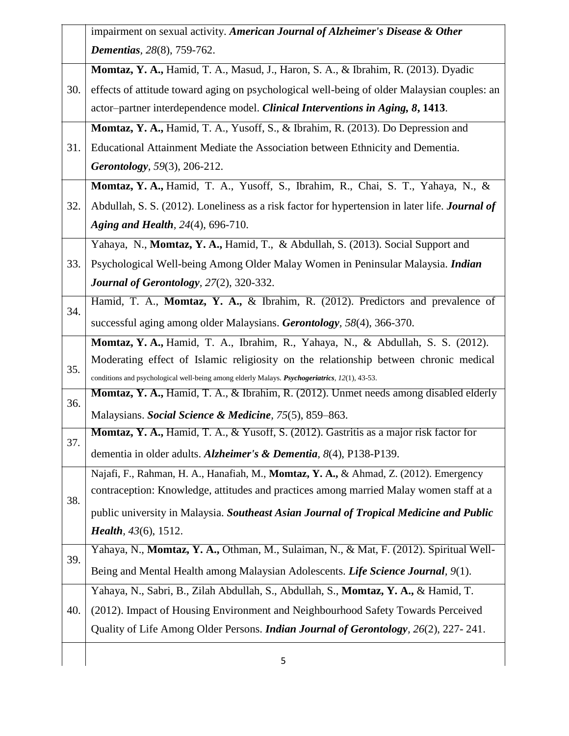|  |  |
|---|---|
|  | impairment on sexual activity. ***American Journal of Alzheimer's Disease & Other Dementias***, *28*(8), 759-762. |
| 30. | **Momtaz, Y. A.,** Hamid, T. A., Masud, J., Haron, S. A., & Ibrahim, R. (2013). Dyadic effects of attitude toward aging on psychological well-being of older Malaysian couples: an actor–partner interdependence model. ***Clinical Interventions in Aging, 8*, 1413**. |
| 31. | **Momtaz, Y. A.,** Hamid, T. A., Yusoff, S., & Ibrahim, R. (2013). Do Depression and Educational Attainment Mediate the Association between Ethnicity and Dementia. ***Gerontology***, *59*(3), 206-212. |
| 32. | **Momtaz, Y. A.,** Hamid, T. A., Yusoff, S., Ibrahim, R., Chai, S. T., Yahaya, N., & Abdullah, S. S. (2012). Loneliness as a risk factor for hypertension in later life. ***Journal of Aging and Health***, *24*(4), 696-710. |
| 33. | Yahaya, N., **Momtaz, Y. A.,** Hamid, T., & Abdullah, S. (2013). Social Support and Psychological Well-being Among Older Malay Women in Peninsular Malaysia. ***Indian Journal of Gerontology***, *27*(2), 320-332. |
| 34. | Hamid, T. A., **Momtaz, Y. A.,** & Ibrahim, R. (2012). Predictors and prevalence of successful aging among older Malaysians. ***Gerontology***, *58*(4), 366-370. |
| 35. | **Momtaz, Y. A.,** Hamid, T. A., Ibrahim, R., Yahaya, N., & Abdullah, S. S. (2012). Moderating effect of Islamic religiosity on the relationship between chronic medical conditions and psychological well-being among elderly Malays. ***Psychogeriatrics***, *12*(1), 43-53. |
| 36. | **Momtaz, Y. A.,** Hamid, T. A., & Ibrahim, R. (2012). Unmet needs among disabled elderly Malaysians. ***Social Science & Medicine***, *75*(5), 859–863. |
| 37. | **Momtaz, Y. A.,** Hamid, T. A., & Yusoff, S. (2012). Gastritis as a major risk factor for dementia in older adults. ***Alzheimer's & Dementia***, *8*(4), P138-P139. |
| 38. | Najafi, F., Rahman, H. A., Hanafiah, M., **Momtaz, Y. A.,** & Ahmad, Z. (2012). Emergency contraception: Knowledge, attitudes and practices among married Malay women staff at a public university in Malaysia. ***Southeast Asian Journal of Tropical Medicine and Public Health***, *43*(6), 1512. |
| 39. | Yahaya, N., **Momtaz, Y. A.,** Othman, M., Sulaiman, N., & Mat, F. (2012). Spiritual Well-Being and Mental Health among Malaysian Adolescents. ***Life Science Journal***, *9*(1). |
| 40. | Yahaya, N., Sabri, B., Zilah Abdullah, S., Abdullah, S., **Momtaz, Y. A.,** & Hamid, T. (2012). Impact of Housing Environment and Neighbourhood Safety Towards Perceived Quality of Life Among Older Persons. ***Indian Journal of Gerontology***, *26*(2), 227- 241. |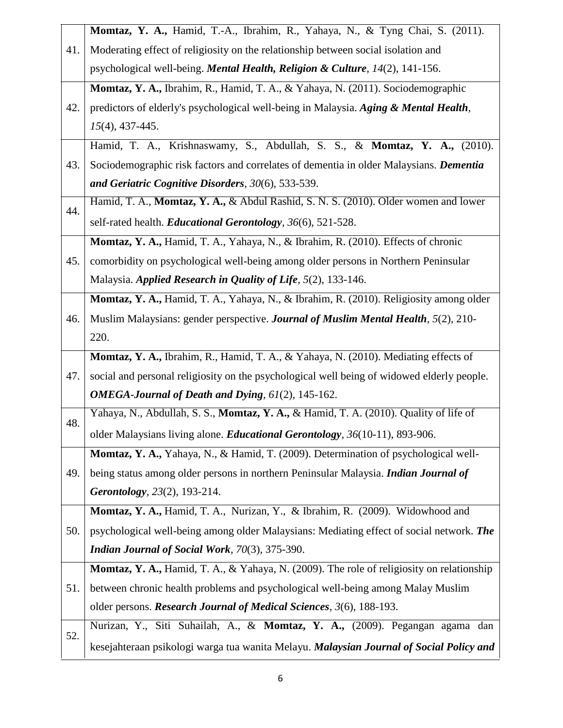| | |
|---|---|
| 41. | **Momtaz, Y. A.,** Hamid, T.-A., Ibrahim, R., Yahaya, N., & Tyng Chai, S. (2011). Moderating effect of religiosity on the relationship between social isolation and psychological well-being. ***Mental Health, Religion & Culture***, *14*(2), 141-156. |
| 42. | **Momtaz, Y. A.,** Ibrahim, R., Hamid, T. A., & Yahaya, N. (2011). Sociodemographic predictors of elderly's psychological well-being in Malaysia. ***Aging & Mental Health***, *15*(4), 437-445. |
| 43. | Hamid, T. A., Krishnaswamy, S., Abdullah, S. S., & **Momtaz, Y. A.,** (2010). Sociodemographic risk factors and correlates of dementia in older Malaysians. ***Dementia and Geriatric Cognitive Disorders***, *30*(6), 533-539. |
| 44. | Hamid, T. A., **Momtaz, Y. A.,** & Abdul Rashid, S. N. S. (2010). Older women and lower self-rated health. ***Educational Gerontology***, *36*(6), 521-528. |
| 45. | **Momtaz, Y. A.,** Hamid, T. A., Yahaya, N., & Ibrahim, R. (2010). Effects of chronic comorbidity on psychological well-being among older persons in Northern Peninsular Malaysia. ***Applied Research in Quality of Life***, *5*(2), 133-146. |
| 46. | **Momtaz, Y. A.,** Hamid, T. A., Yahaya, N., & Ibrahim, R. (2010). Religiosity among older Muslim Malaysians: gender perspective. ***Journal of Muslim Mental Health***, *5*(2), 210-220. |
| 47. | **Momtaz, Y. A.,** Ibrahim, R., Hamid, T. A., & Yahaya, N. (2010). Mediating effects of social and personal religiosity on the psychological well being of widowed elderly people. ***OMEGA-Journal of Death and Dying***, *61*(2), 145-162. |
| 48. | Yahaya, N., Abdullah, S. S., **Momtaz, Y. A.,** & Hamid, T. A. (2010). Quality of life of older Malaysians living alone. ***Educational Gerontology***, *36*(10-11), 893-906. |
| 49. | **Momtaz, Y. A.,** Yahaya, N., & Hamid, T. (2009). Determination of psychological well-being status among older persons in northern Peninsular Malaysia. ***Indian Journal of Gerontology***, *23*(2), 193-214. |
| 50. | **Momtaz, Y. A.,** Hamid, T. A., Nurizan, Y., & Ibrahim, R. (2009). Widowhood and psychological well-being among older Malaysians: Mediating effect of social network. ***The Indian Journal of Social Work***, *70*(3), 375-390. |
| 51. | **Momtaz, Y. A.,** Hamid, T. A., & Yahaya, N. (2009). The role of religiosity on relationship between chronic health problems and psychological well-being among Malay Muslim older persons. ***Research Journal of Medical Sciences***, *3*(6), 188-193. |
| 52. | Nurizan, Y., Siti Suhailah, A., & **Momtaz, Y. A.,** (2009). Pegangan agama dan kesejahteraan psikologi warga tua wanita Melayu. ***Malaysian Journal of Social Policy and*** |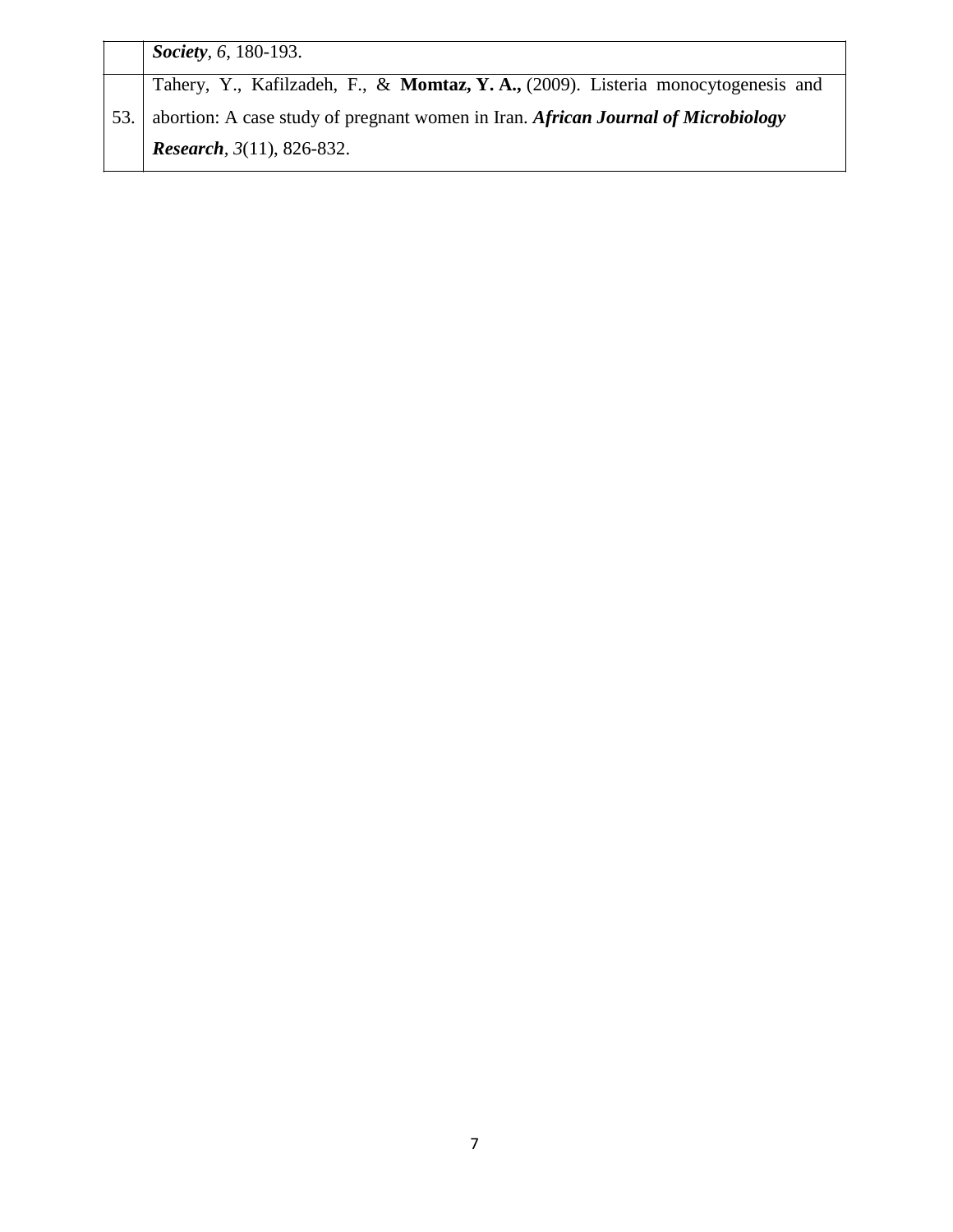|  |  |
|---|---|
|  | ***Society***, *6*, 180-193. |
| 53. | Tahery, Y., Kafilzadeh, F., & **Momtaz, Y. A.,** (2009). Listeria monocytogenesis and abortion: A case study of pregnant women in Iran. ***African Journal of Microbiology Research***, *3*(11), 826-832. |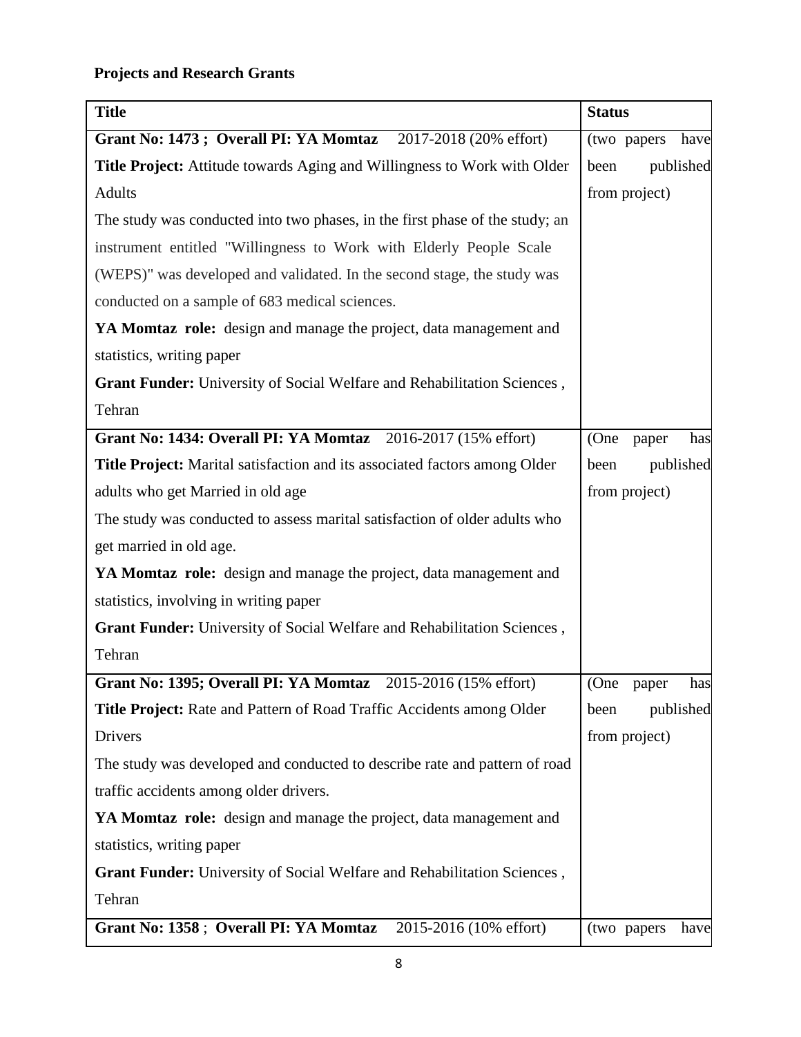**Projects and Research Grants**

| Title | Status |
|---|---|
| **Grant No: 1473 ; Overall PI: YA Momtaz** 2017-2018 (20% effort)<br>**Title Project:** Attitude towards Aging and Willingness to Work with Older Adults<br>The study was conducted into two phases, in the first phase of the study; an instrument entitled "Willingness to Work with Elderly People Scale (WEPS)" was developed and validated. In the second stage, the study was conducted on a sample of 683 medical sciences.<br>**YA Momtaz role:** design and manage the project, data management and statistics, writing paper<br>**Grant Funder:** University of Social Welfare and Rehabilitation Sciences , Tehran | (two papers have been published from project) |
| **Grant No: 1434: Overall PI: YA Momtaz** 2016-2017 (15% effort)<br>**Title Project:** Marital satisfaction and its associated factors among Older adults who get Married in old age<br>The study was conducted to assess marital satisfaction of older adults who get married in old age.<br>**YA Momtaz role:** design and manage the project, data management and statistics, involving in writing paper<br>**Grant Funder:** University of Social Welfare and Rehabilitation Sciences , Tehran | (One paper has been published from project) |
| **Grant No: 1395; Overall PI: YA Momtaz** 2015-2016 (15% effort)<br>**Title Project:** Rate and Pattern of Road Traffic Accidents among Older Drivers<br>The study was developed and conducted to describe rate and pattern of road traffic accidents among older drivers.<br>**YA Momtaz role:** design and manage the project, data management and statistics, writing paper<br>**Grant Funder:** University of Social Welfare and Rehabilitation Sciences , Tehran | (One paper has been published from project) |
| **Grant No: 1358** ; **Overall PI: YA Momtaz** 2015-2016 (10% effort) | (two papers have |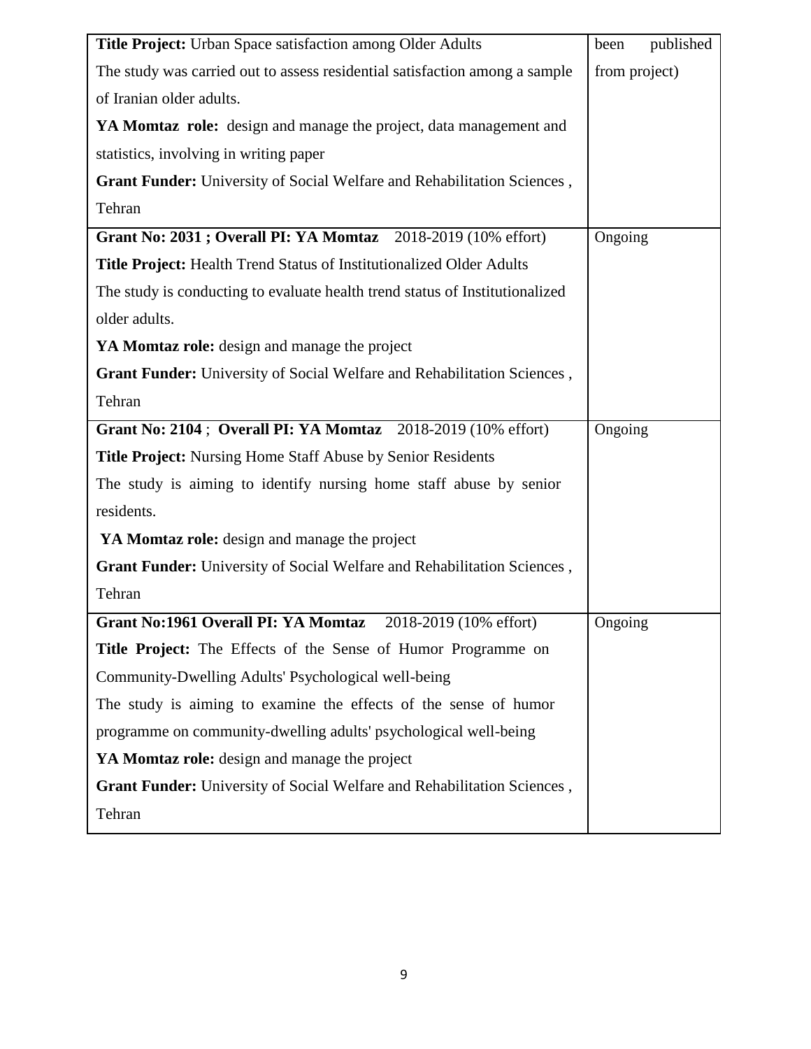| | |
|---|---|
| **Title Project:** Urban Space satisfaction among Older Adults<br>The study was carried out to assess residential satisfaction among a sample of Iranian older adults.<br>**YA Momtaz role:** design and manage the project, data management and statistics, involving in writing paper<br>**Grant Funder:** University of Social Welfare and Rehabilitation Sciences , Tehran | been published from project) |
| **Grant No: 2031 ; Overall PI: YA Momtaz** 2018-2019 (10% effort)<br>**Title Project:** Health Trend Status of Institutionalized Older Adults<br>The study is conducting to evaluate health trend status of Institutionalized older adults.<br>**YA Momtaz role:** design and manage the project<br>**Grant Funder:** University of Social Welfare and Rehabilitation Sciences , Tehran | Ongoing |
| **Grant No: 2104** ; **Overall PI: YA Momtaz** 2018-2019 (10% effort)<br>**Title Project:** Nursing Home Staff Abuse by Senior Residents<br>The study is aiming to identify nursing home staff abuse by senior residents.<br>**YA Momtaz role:** design and manage the project<br>**Grant Funder:** University of Social Welfare and Rehabilitation Sciences , Tehran | Ongoing |
| **Grant No:1961 Overall PI: YA Momtaz** 2018-2019 (10% effort)<br>**Title Project:** The Effects of the Sense of Humor Programme on Community-Dwelling Adults' Psychological well-being<br>The study is aiming to examine the effects of the sense of humor programme on community-dwelling adults' psychological well-being<br>**YA Momtaz role:** design and manage the project<br>**Grant Funder:** University of Social Welfare and Rehabilitation Sciences , Tehran | Ongoing |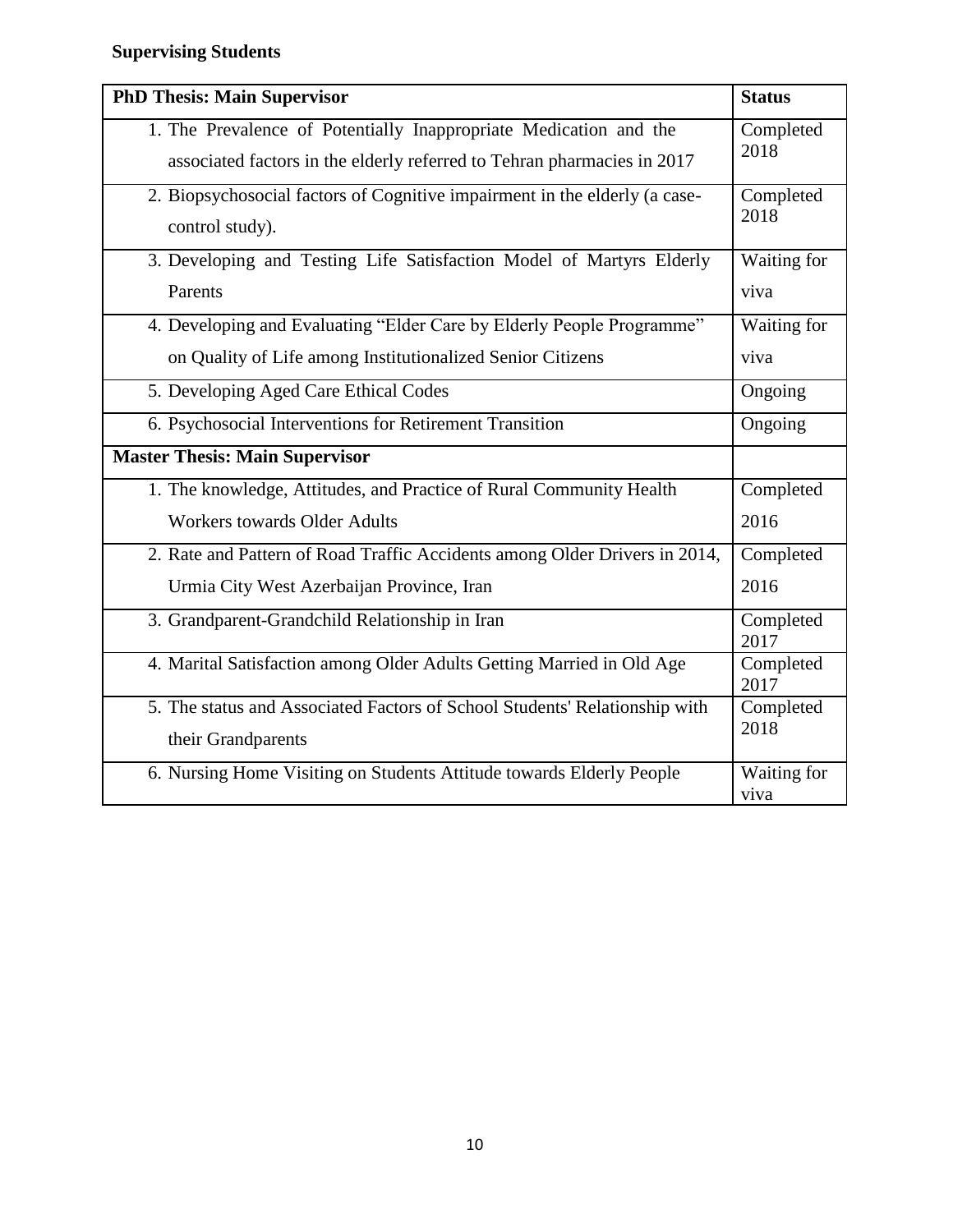**Supervising Students**

| PhD Thesis: Main Supervisor | Status |
|---|---|
| 1. The Prevalence of Potentially Inappropriate Medication and the associated factors in the elderly referred to Tehran pharmacies in 2017 | Completed 2018 |
| 2. Biopsychosocial factors of Cognitive impairment in the elderly (a case-control study). | Completed 2018 |
| 3. Developing and Testing Life Satisfaction Model of Martyrs Elderly Parents | Waiting for viva |
| 4. Developing and Evaluating "Elder Care by Elderly People Programme" on Quality of Life among Institutionalized Senior Citizens | Waiting for viva |
| 5. Developing Aged Care Ethical Codes | Ongoing |
| 6. Psychosocial Interventions for Retirement Transition | Ongoing |
| **Master Thesis: Main Supervisor** | |
| 1. The knowledge, Attitudes, and Practice of Rural Community Health Workers towards Older Adults | Completed 2016 |
| 2. Rate and Pattern of Road Traffic Accidents among Older Drivers in 2014, Urmia City West Azerbaijan Province, Iran | Completed 2016 |
| 3. Grandparent-Grandchild Relationship in Iran | Completed 2017 |
| 4. Marital Satisfaction among Older Adults Getting Married in Old Age | Completed 2017 |
| 5. The status and Associated Factors of School Students' Relationship with their Grandparents | Completed 2018 |
| 6. Nursing Home Visiting on Students Attitude towards Elderly People | Waiting for viva |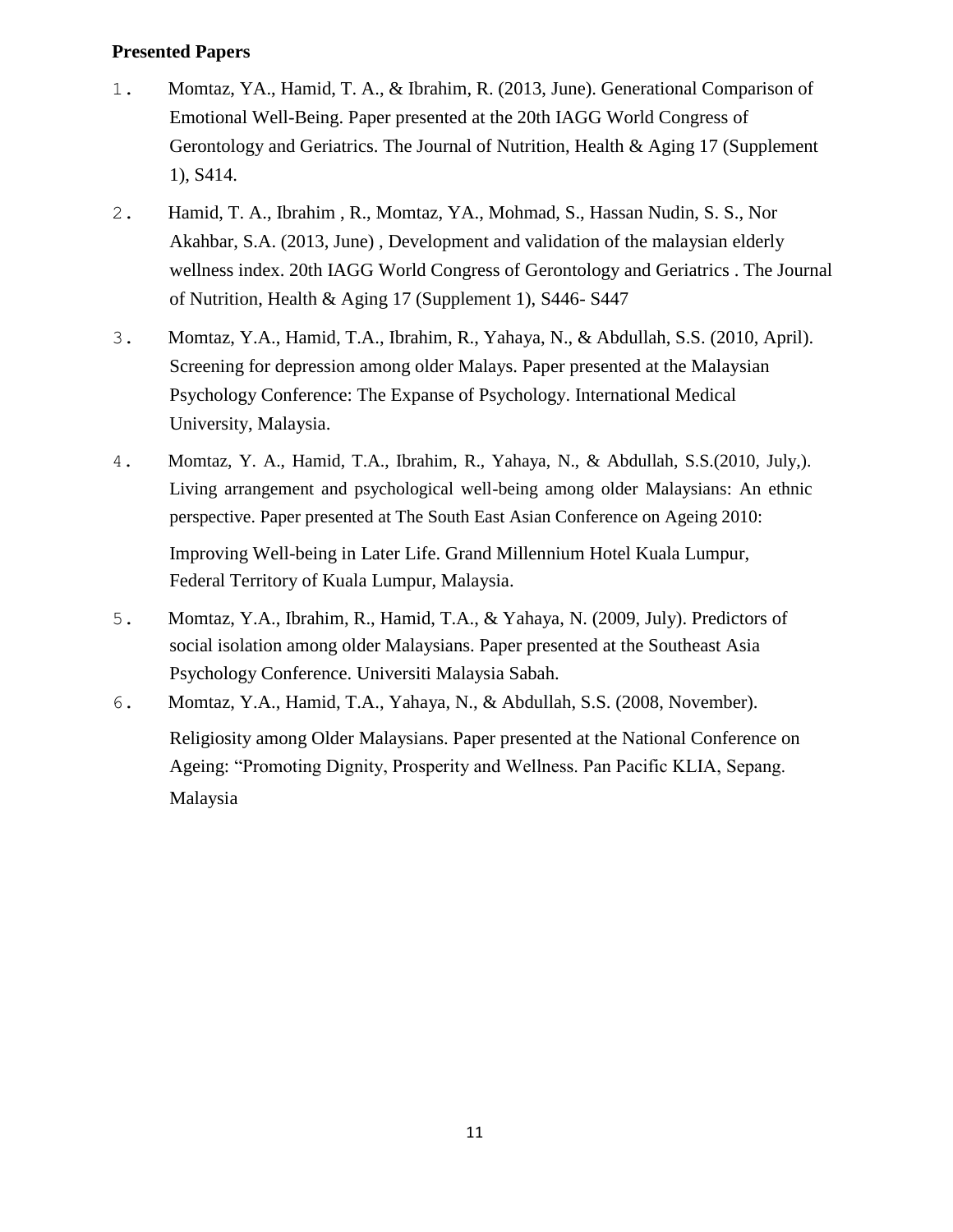**Presented Papers**

1. Momtaz, YA., Hamid, T. A., & Ibrahim, R. (2013, June). Generational Comparison of Emotional Well-Being. Paper presented at the 20th IAGG World Congress of Gerontology and Geriatrics. The Journal of Nutrition, Health & Aging 17 (Supplement 1), S414.
2. Hamid, T. A., Ibrahim , R., Momtaz, YA., Mohmad, S., Hassan Nudin, S. S., Nor Akahbar, S.A. (2013, June) , Development and validation of the malaysian elderly wellness index. 20th IAGG World Congress of Gerontology and Geriatrics . The Journal of Nutrition, Health & Aging 17 (Supplement 1), S446- S447
3. Momtaz, Y.A., Hamid, T.A., Ibrahim, R., Yahaya, N., & Abdullah, S.S. (2010, April). Screening for depression among older Malays. Paper presented at the Malaysian Psychology Conference: The Expanse of Psychology. International Medical University, Malaysia.
4. Momtaz, Y. A., Hamid, T.A., Ibrahim, R., Yahaya, N., & Abdullah, S.S.(2010, July,). Living arrangement and psychological well-being among older Malaysians: An ethnic perspective. Paper presented at The South East Asian Conference on Ageing 2010: Improving Well-being in Later Life. Grand Millennium Hotel Kuala Lumpur, Federal Territory of Kuala Lumpur, Malaysia.
5. Momtaz, Y.A., Ibrahim, R., Hamid, T.A., & Yahaya, N. (2009, July). Predictors of social isolation among older Malaysians. Paper presented at the Southeast Asia Psychology Conference. Universiti Malaysia Sabah.
6. Momtaz, Y.A., Hamid, T.A., Yahaya, N., & Abdullah, S.S. (2008, November). Religiosity among Older Malaysians. Paper presented at the National Conference on Ageing: "Promoting Dignity, Prosperity and Wellness. Pan Pacific KLIA, Sepang. Malaysia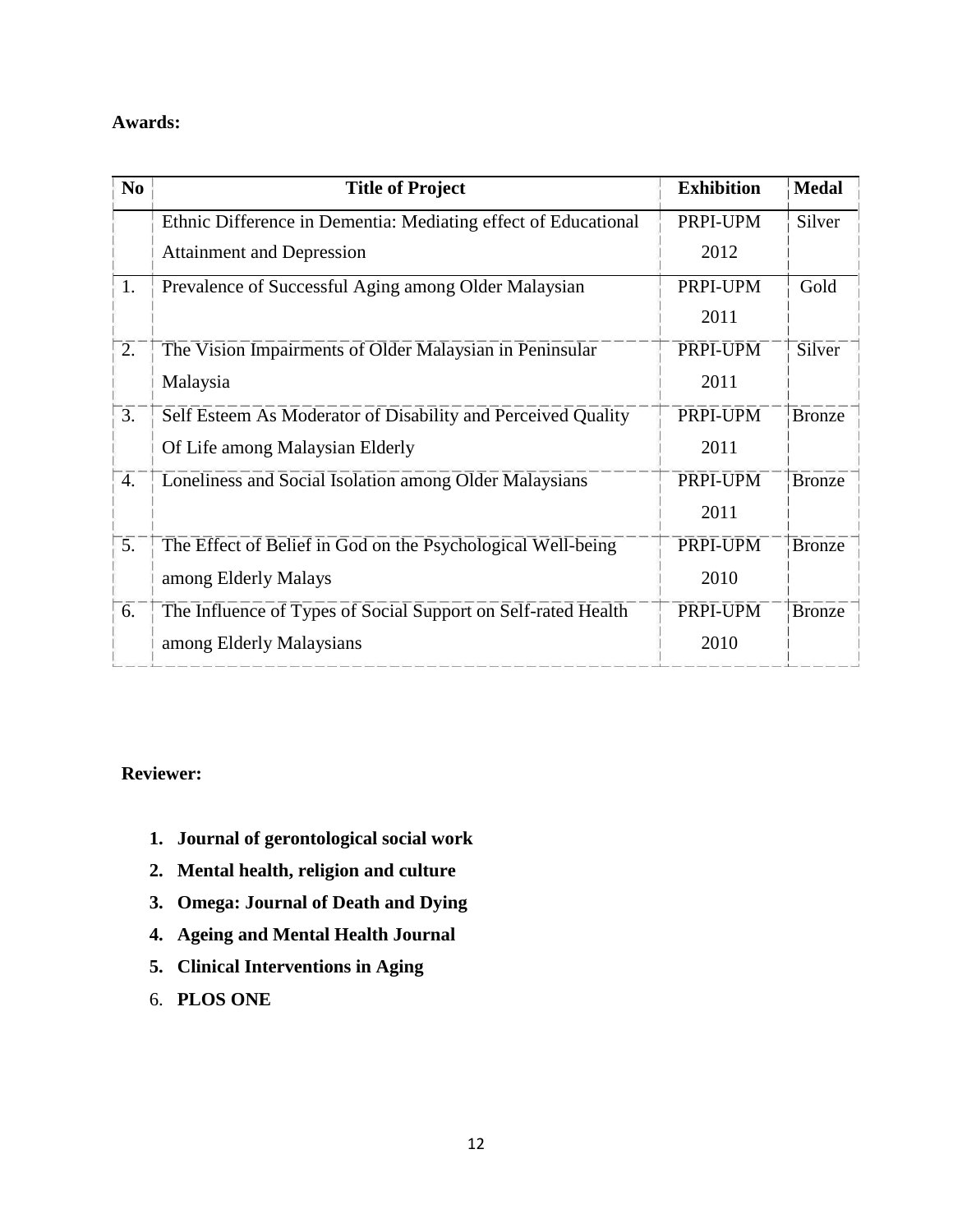**Awards:**

| No | Title of Project | Exhibition | Medal |
|---|---|---|---|
| | Ethnic Difference in Dementia: Mediating effect of Educational Attainment and Depression | PRPI-UPM 2012 | Silver |
| 1. | Prevalence of Successful Aging among Older Malaysian | PRPI-UPM 2011 | Gold |
| 2. | The Vision Impairments of Older Malaysian in Peninsular Malaysia | PRPI-UPM 2011 | Silver |
| 3. | Self Esteem As Moderator of Disability and Perceived Quality Of Life among Malaysian Elderly | PRPI-UPM 2011 | Bronze |
| 4. | Loneliness and Social Isolation among Older Malaysians | PRPI-UPM 2011 | Bronze |
| 5. | The Effect of Belief in God on the Psychological Well-being among Elderly Malays | PRPI-UPM 2010 | Bronze |
| 6. | The Influence of Types of Social Support on Self-rated Health among Elderly Malaysians | PRPI-UPM 2010 | Bronze |

**Reviewer:**

1. **Journal of gerontological social work**
2. **Mental health, religion and culture**
3. **Omega: Journal of Death and Dying**
4. **Ageing and Mental Health Journal**
5. **Clinical Interventions in Aging**
6. **PLOS ONE**